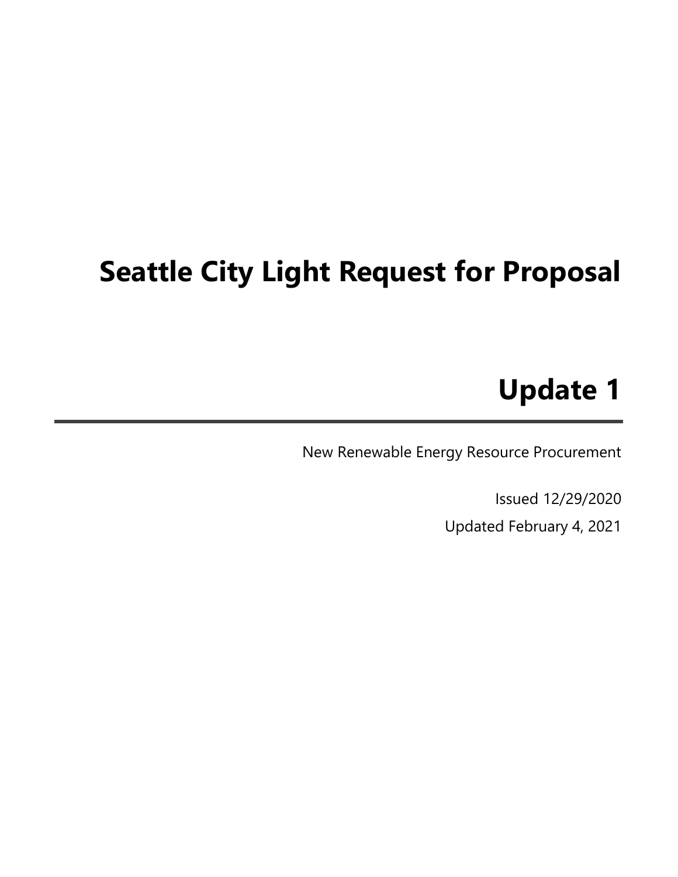# Seattle City Light Request for Proposal

## Update 1

New Renewable Energy Resource Procurement

Issued 12/29/2020

Updated February 4, 2021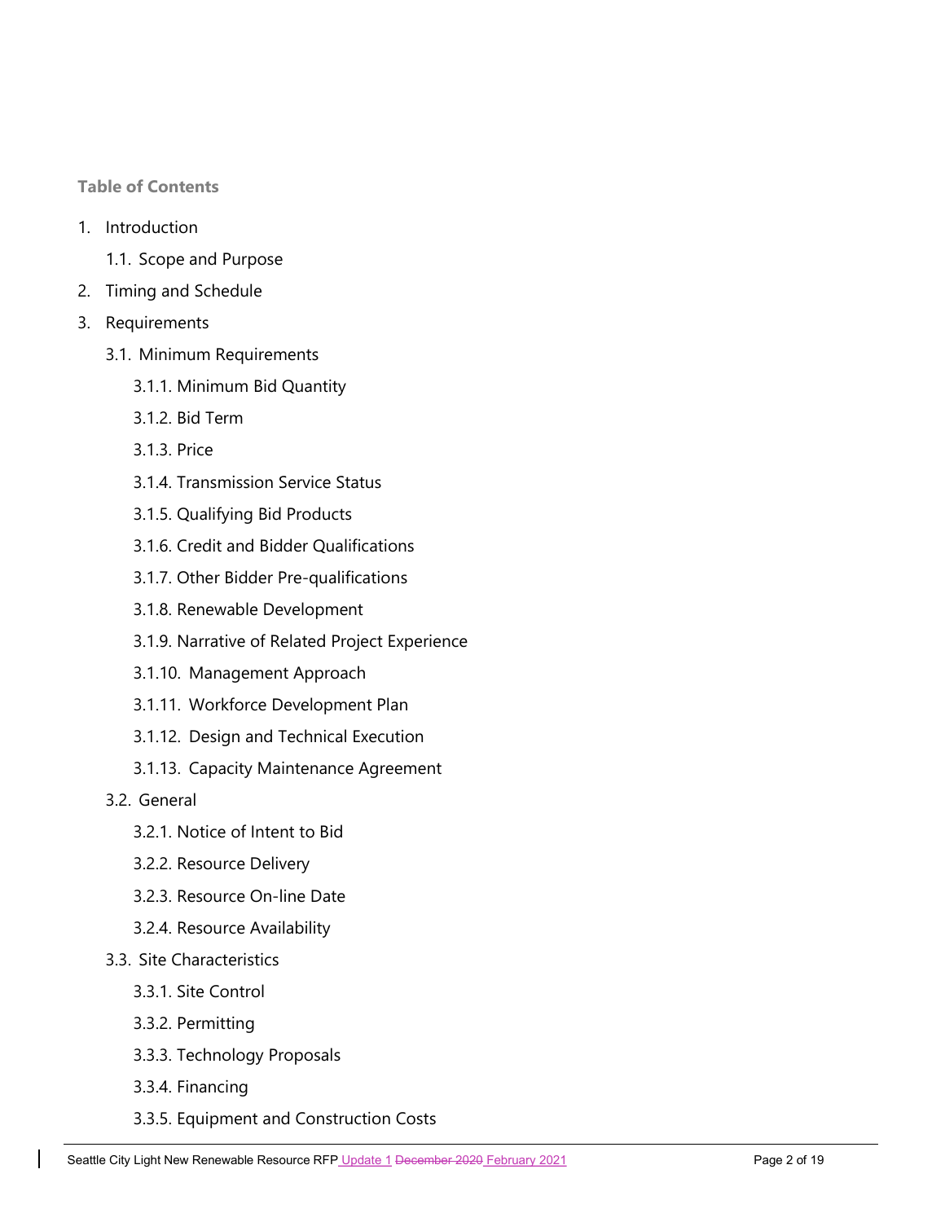**Table of Contents**

1. Introduction
    - 1.1. Scope and Purpose
2. Timing and Schedule
3. Requirements
    - 3.1. Minimum Requirements
        - 3.1.1. Minimum Bid Quantity
        - 3.1.2. Bid Term
        - 3.1.3. Price
        - 3.1.4. Transmission Service Status
        - 3.1.5. Qualifying Bid Products
        - 3.1.6. Credit and Bidder Qualifications
        - 3.1.7. Other Bidder Pre-qualifications
        - 3.1.8. Renewable Development
        - 3.1.9. Narrative of Related Project Experience
        - 3.1.10. Management Approach
        - 3.1.11. Workforce Development Plan
        - 3.1.12. Design and Technical Execution
        - 3.1.13. Capacity Maintenance Agreement
    - 3.2. General
        - 3.2.1. Notice of Intent to Bid
        - 3.2.2. Resource Delivery
        - 3.2.3. Resource On-line Date
        - 3.2.4. Resource Availability
    - 3.3. Site Characteristics
        - 3.3.1. Site Control
        - 3.3.2. Permitting
        - 3.3.3. Technology Proposals
        - 3.3.4. Financing
        - 3.3.5. Equipment and Construction Costs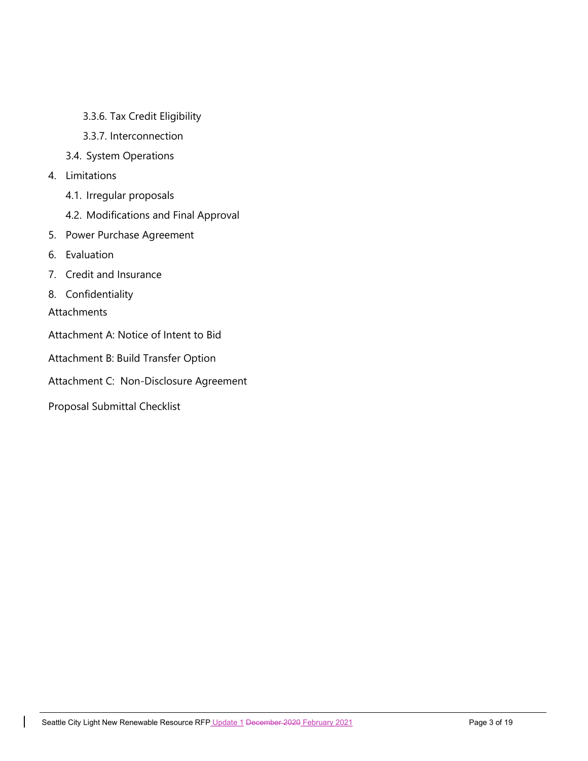- 3.3.6. Tax Credit Eligibility
- 3.3.7. Interconnection
- 3.4. System Operations

4. Limitations
   - 4.1. Irregular proposals
   - 4.2. Modifications and Final Approval
5. Power Purchase Agreement
6. Evaluation
7. Credit and Insurance
8. Confidentiality

Attachments

Attachment A: Notice of Intent to Bid

Attachment B: Build Transfer Option

Attachment C: Non-Disclosure Agreement

Proposal Submittal Checklist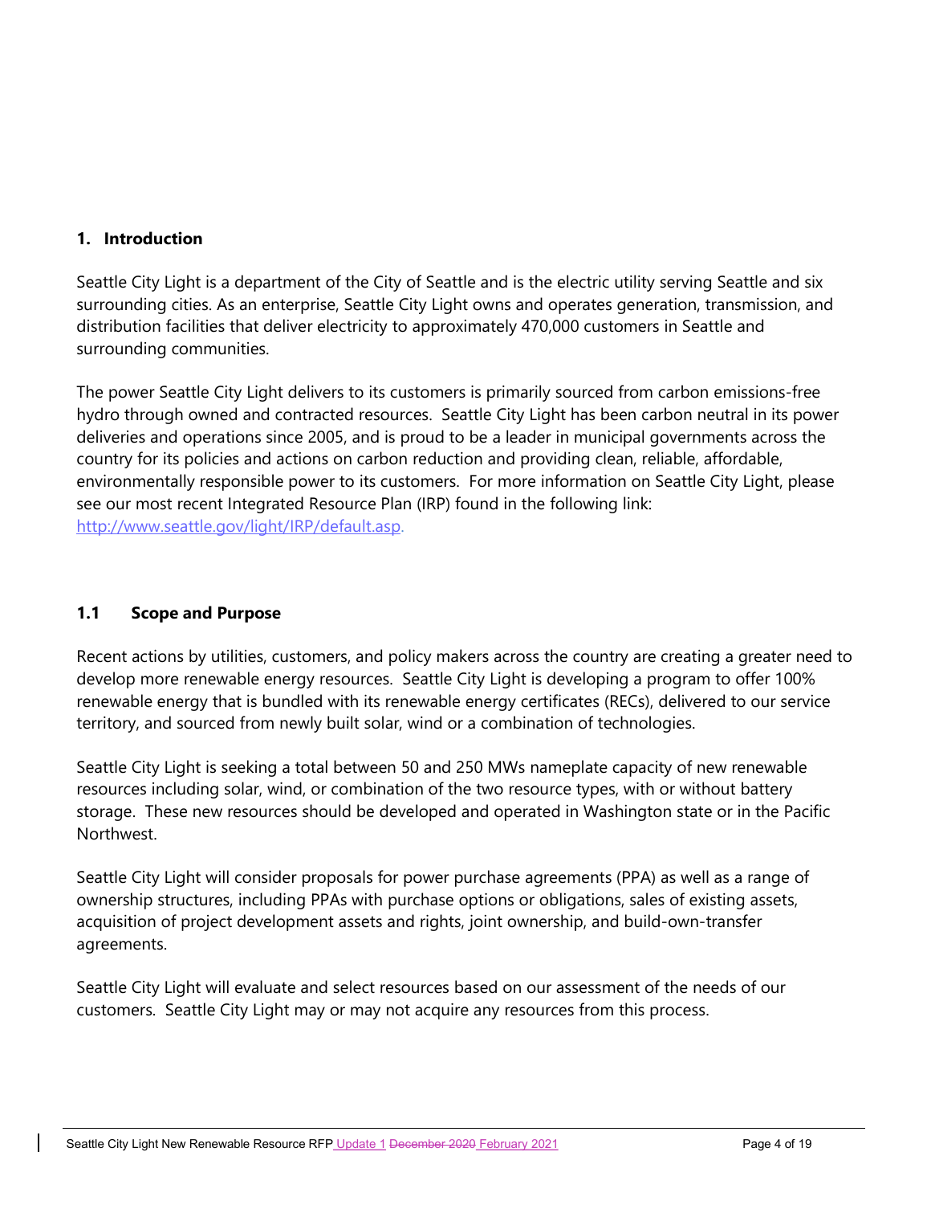## 1. Introduction

Seattle City Light is a department of the City of Seattle and is the electric utility serving Seattle and six surrounding cities. As an enterprise, Seattle City Light owns and operates generation, transmission, and distribution facilities that deliver electricity to approximately 470,000 customers in Seattle and surrounding communities.

The power Seattle City Light delivers to its customers is primarily sourced from carbon emissions-free hydro through owned and contracted resources. Seattle City Light has been carbon neutral in its power deliveries and operations since 2005, and is proud to be a leader in municipal governments across the country for its policies and actions on carbon reduction and providing clean, reliable, affordable, environmentally responsible power to its customers. For more information on Seattle City Light, please see our most recent Integrated Resource Plan (IRP) found in the following link: http://www.seattle.gov/light/IRP/default.asp.

### 1.1 Scope and Purpose

Recent actions by utilities, customers, and policy makers across the country are creating a greater need to develop more renewable energy resources. Seattle City Light is developing a program to offer 100% renewable energy that is bundled with its renewable energy certificates (RECs), delivered to our service territory, and sourced from newly built solar, wind or a combination of technologies.

Seattle City Light is seeking a total between 50 and 250 MWs nameplate capacity of new renewable resources including solar, wind, or combination of the two resource types, with or without battery storage. These new resources should be developed and operated in Washington state or in the Pacific Northwest.

Seattle City Light will consider proposals for power purchase agreements (PPA) as well as a range of ownership structures, including PPAs with purchase options or obligations, sales of existing assets, acquisition of project development assets and rights, joint ownership, and build-own-transfer agreements.

Seattle City Light will evaluate and select resources based on our assessment of the needs of our customers. Seattle City Light may or may not acquire any resources from this process.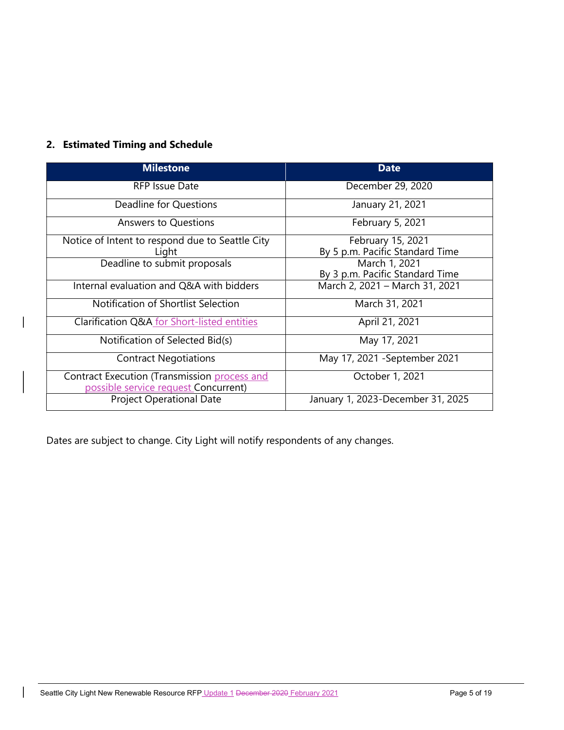## 2. Estimated Timing and Schedule

| Milestone | Date |
|---|---|
| RFP Issue Date | December 29, 2020 |
| Deadline for Questions | January 21, 2021 |
| Answers to Questions | February 5, 2021 |
| Notice of Intent to respond due to Seattle City Light | February 15, 2021<br>By 5 p.m. Pacific Standard Time |
| Deadline to submit proposals | March 1, 2021<br>By 3 p.m. Pacific Standard Time |
| Internal evaluation and Q&A with bidders | March 2, 2021 – March 31, 2021 |
| Notification of Shortlist Selection | March 31, 2021 |
| Clarification Q&A for Short-listed entities | April 21, 2021 |
| Notification of Selected Bid(s) | May 17, 2021 |
| Contract Negotiations | May 17, 2021 -September 2021 |
| Contract Execution (Transmission process and possible service request Concurrent) | October 1, 2021 |
| Project Operational Date | January 1, 2023-December 31, 2025 |

Dates are subject to change. City Light will notify respondents of any changes.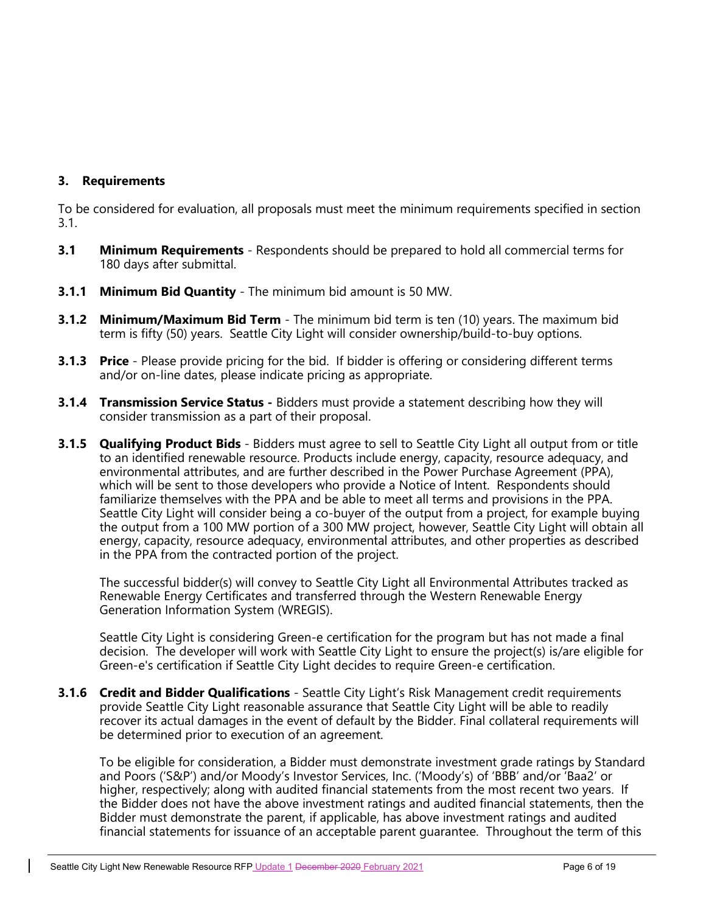## 3. Requirements

To be considered for evaluation, all proposals must meet the minimum requirements specified in section 3.1.

**3.1 Minimum Requirements** - Respondents should be prepared to hold all commercial terms for 180 days after submittal.

**3.1.1 Minimum Bid Quantity** - The minimum bid amount is 50 MW.

**3.1.2 Minimum/Maximum Bid Term** - The minimum bid term is ten (10) years. The maximum bid term is fifty (50) years. Seattle City Light will consider ownership/build-to-buy options.

**3.1.3 Price** - Please provide pricing for the bid. If bidder is offering or considering different terms and/or on-line dates, please indicate pricing as appropriate.

**3.1.4 Transmission Service Status -** Bidders must provide a statement describing how they will consider transmission as a part of their proposal.

**3.1.5 Qualifying Product Bids** - Bidders must agree to sell to Seattle City Light all output from or title to an identified renewable resource. Products include energy, capacity, resource adequacy, and environmental attributes, and are further described in the Power Purchase Agreement (PPA), which will be sent to those developers who provide a Notice of Intent. Respondents should familiarize themselves with the PPA and be able to meet all terms and provisions in the PPA. Seattle City Light will consider being a co-buyer of the output from a project, for example buying the output from a 100 MW portion of a 300 MW project, however, Seattle City Light will obtain all energy, capacity, resource adequacy, environmental attributes, and other properties as described in the PPA from the contracted portion of the project.

The successful bidder(s) will convey to Seattle City Light all Environmental Attributes tracked as Renewable Energy Certificates and transferred through the Western Renewable Energy Generation Information System (WREGIS).

Seattle City Light is considering Green-e certification for the program but has not made a final decision. The developer will work with Seattle City Light to ensure the project(s) is/are eligible for Green-e's certification if Seattle City Light decides to require Green-e certification.

**3.1.6 Credit and Bidder Qualifications** - Seattle City Light's Risk Management credit requirements provide Seattle City Light reasonable assurance that Seattle City Light will be able to readily recover its actual damages in the event of default by the Bidder. Final collateral requirements will be determined prior to execution of an agreement.

To be eligible for consideration, a Bidder must demonstrate investment grade ratings by Standard and Poors ('S&P') and/or Moody's Investor Services, Inc. ('Moody's) of 'BBB' and/or 'Baa2' or higher, respectively; along with audited financial statements from the most recent two years. If the Bidder does not have the above investment ratings and audited financial statements, then the Bidder must demonstrate the parent, if applicable, has above investment ratings and audited financial statements for issuance of an acceptable parent guarantee. Throughout the term of this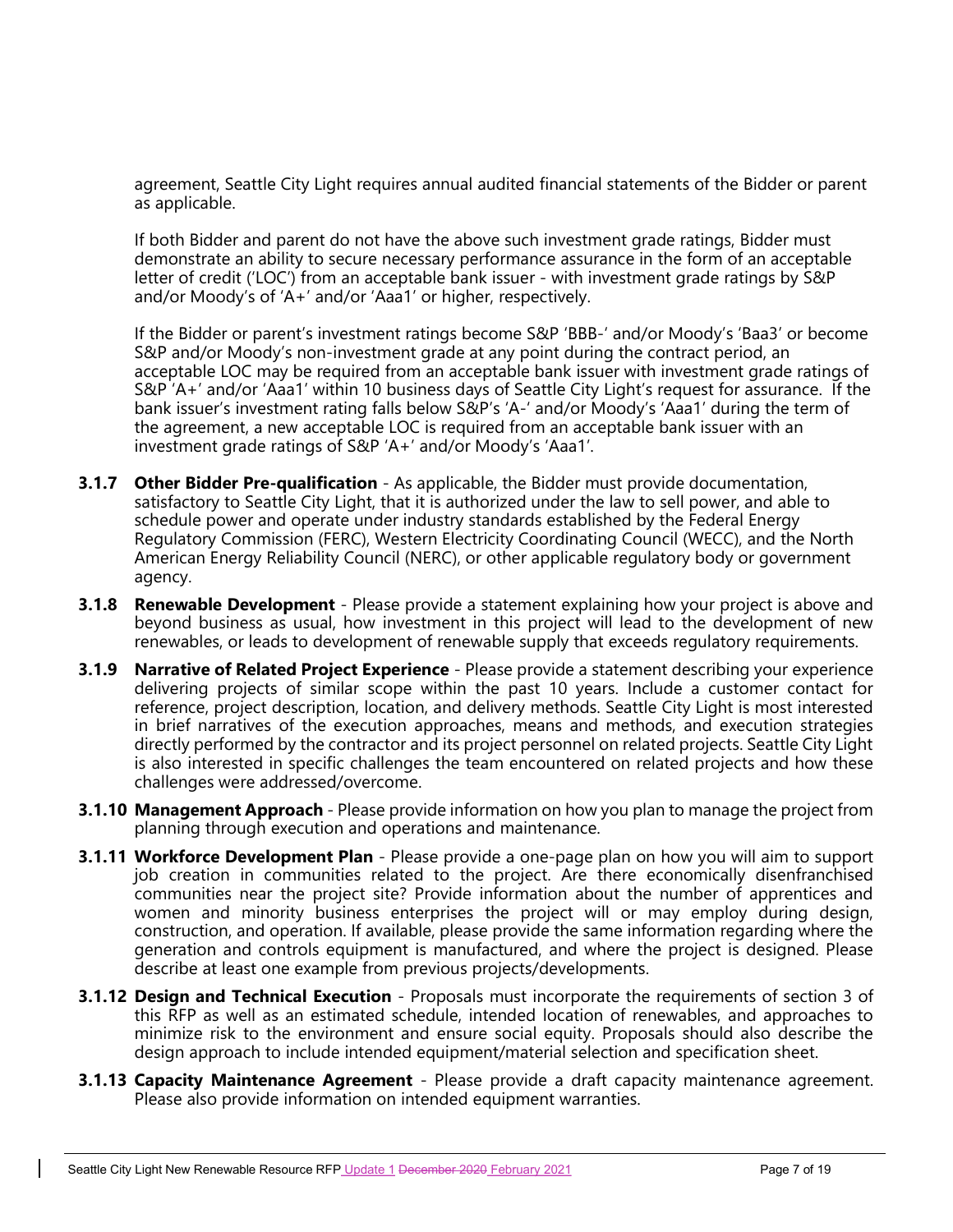agreement, Seattle City Light requires annual audited financial statements of the Bidder or parent as applicable.

If both Bidder and parent do not have the above such investment grade ratings, Bidder must demonstrate an ability to secure necessary performance assurance in the form of an acceptable letter of credit ('LOC') from an acceptable bank issuer - with investment grade ratings by S&P and/or Moody's of 'A+' and/or 'Aaa1' or higher, respectively.

If the Bidder or parent's investment ratings become S&P 'BBB-' and/or Moody's 'Baa3' or become S&P and/or Moody's non-investment grade at any point during the contract period, an acceptable LOC may be required from an acceptable bank issuer with investment grade ratings of S&P 'A+' and/or 'Aaa1' within 10 business days of Seattle City Light's request for assurance. If the bank issuer's investment rating falls below S&P's 'A-' and/or Moody's 'Aaa1' during the term of the agreement, a new acceptable LOC is required from an acceptable bank issuer with an investment grade ratings of S&P 'A+' and/or Moody's 'Aaa1'.

**3.1.7 Other Bidder Pre-qualification** - As applicable, the Bidder must provide documentation, satisfactory to Seattle City Light, that it is authorized under the law to sell power, and able to schedule power and operate under industry standards established by the Federal Energy Regulatory Commission (FERC), Western Electricity Coordinating Council (WECC), and the North American Energy Reliability Council (NERC), or other applicable regulatory body or government agency.

**3.1.8 Renewable Development** - Please provide a statement explaining how your project is above and beyond business as usual, how investment in this project will lead to the development of new renewables, or leads to development of renewable supply that exceeds regulatory requirements.

**3.1.9 Narrative of Related Project Experience** - Please provide a statement describing your experience delivering projects of similar scope within the past 10 years. Include a customer contact for reference, project description, location, and delivery methods. Seattle City Light is most interested in brief narratives of the execution approaches, means and methods, and execution strategies directly performed by the contractor and its project personnel on related projects. Seattle City Light is also interested in specific challenges the team encountered on related projects and how these challenges were addressed/overcome.

**3.1.10 Management Approach** - Please provide information on how you plan to manage the project from planning through execution and operations and maintenance.

**3.1.11 Workforce Development Plan** - Please provide a one-page plan on how you will aim to support job creation in communities related to the project. Are there economically disenfranchised communities near the project site? Provide information about the number of apprentices and women and minority business enterprises the project will or may employ during design, construction, and operation. If available, please provide the same information regarding where the generation and controls equipment is manufactured, and where the project is designed. Please describe at least one example from previous projects/developments.

**3.1.12 Design and Technical Execution** - Proposals must incorporate the requirements of section 3 of this RFP as well as an estimated schedule, intended location of renewables, and approaches to minimize risk to the environment and ensure social equity. Proposals should also describe the design approach to include intended equipment/material selection and specification sheet.

**3.1.13 Capacity Maintenance Agreement** - Please provide a draft capacity maintenance agreement. Please also provide information on intended equipment warranties.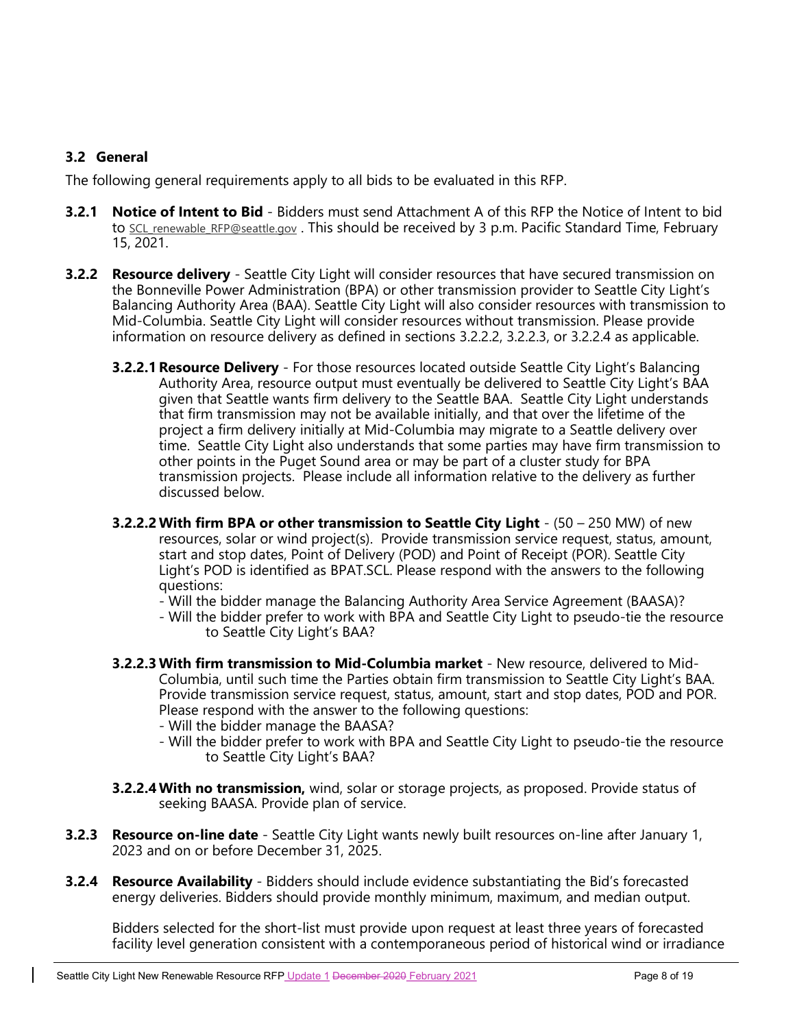## 3.2 General

The following general requirements apply to all bids to be evaluated in this RFP.

**3.2.1 Notice of Intent to Bid** - Bidders must send Attachment A of this RFP the Notice of Intent to bid to SCL_renewable_RFP@seattle.gov . This should be received by 3 p.m. Pacific Standard Time, February 15, 2021.

**3.2.2 Resource delivery** - Seattle City Light will consider resources that have secured transmission on the Bonneville Power Administration (BPA) or other transmission provider to Seattle City Light's Balancing Authority Area (BAA). Seattle City Light will also consider resources with transmission to Mid-Columbia. Seattle City Light will consider resources without transmission. Please provide information on resource delivery as defined in sections 3.2.2.2, 3.2.2.3, or 3.2.2.4 as applicable.

**3.2.2.1 Resource Delivery** - For those resources located outside Seattle City Light's Balancing Authority Area, resource output must eventually be delivered to Seattle City Light's BAA given that Seattle wants firm delivery to the Seattle BAA. Seattle City Light understands that firm transmission may not be available initially, and that over the lifetime of the project a firm delivery initially at Mid-Columbia may migrate to a Seattle delivery over time. Seattle City Light also understands that some parties may have firm transmission to other points in the Puget Sound area or may be part of a cluster study for BPA transmission projects. Please include all information relative to the delivery as further discussed below.

**3.2.2.2 With firm BPA or other transmission to Seattle City Light** - (50 – 250 MW) of new resources, solar or wind project(s). Provide transmission service request, status, amount, start and stop dates, Point of Delivery (POD) and Point of Receipt (POR). Seattle City Light's POD is identified as BPAT.SCL. Please respond with the answers to the following questions:

- Will the bidder manage the Balancing Authority Area Service Agreement (BAASA)?
- Will the bidder prefer to work with BPA and Seattle City Light to pseudo-tie the resource to Seattle City Light's BAA?

**3.2.2.3 With firm transmission to Mid-Columbia market** - New resource, delivered to Mid-Columbia, until such time the Parties obtain firm transmission to Seattle City Light's BAA. Provide transmission service request, status, amount, start and stop dates, POD and POR. Please respond with the answer to the following questions:

- Will the bidder manage the BAASA?
- Will the bidder prefer to work with BPA and Seattle City Light to pseudo-tie the resource to Seattle City Light's BAA?

**3.2.2.4 With no transmission,** wind, solar or storage projects, as proposed. Provide status of seeking BAASA. Provide plan of service.

**3.2.3 Resource on-line date** - Seattle City Light wants newly built resources on-line after January 1, 2023 and on or before December 31, 2025.

**3.2.4 Resource Availability** - Bidders should include evidence substantiating the Bid's forecasted energy deliveries. Bidders should provide monthly minimum, maximum, and median output.

Bidders selected for the short-list must provide upon request at least three years of forecasted facility level generation consistent with a contemporaneous period of historical wind or irradiance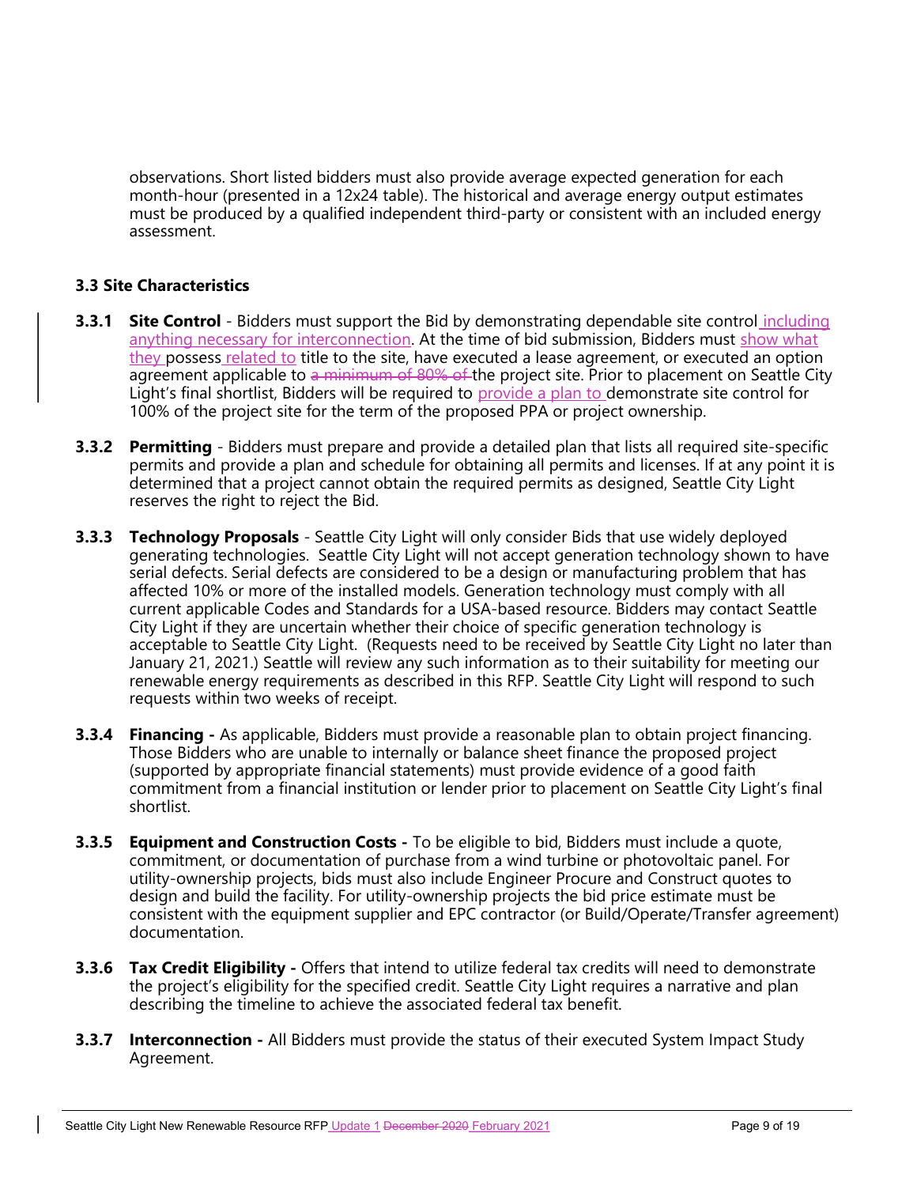observations. Short listed bidders must also provide average expected generation for each month-hour (presented in a 12x24 table). The historical and average energy output estimates must be produced by a qualified independent third-party or consistent with an included energy assessment.

### 3.3 Site Characteristics

**3.3.1 Site Control** - Bidders must support the Bid by demonstrating dependable site control including anything necessary for interconnection. At the time of bid submission, Bidders must show what they possess related to title to the site, have executed a lease agreement, or executed an option agreement applicable to ~~a minimum of 80% of~~ the project site. Prior to placement on Seattle City Light's final shortlist, Bidders will be required to provide a plan to demonstrate site control for 100% of the project site for the term of the proposed PPA or project ownership.

**3.3.2 Permitting** - Bidders must prepare and provide a detailed plan that lists all required site-specific permits and provide a plan and schedule for obtaining all permits and licenses. If at any point it is determined that a project cannot obtain the required permits as designed, Seattle City Light reserves the right to reject the Bid.

**3.3.3 Technology Proposals** - Seattle City Light will only consider Bids that use widely deployed generating technologies. Seattle City Light will not accept generation technology shown to have serial defects. Serial defects are considered to be a design or manufacturing problem that has affected 10% or more of the installed models. Generation technology must comply with all current applicable Codes and Standards for a USA-based resource. Bidders may contact Seattle City Light if they are uncertain whether their choice of specific generation technology is acceptable to Seattle City Light. (Requests need to be received by Seattle City Light no later than January 21, 2021.) Seattle will review any such information as to their suitability for meeting our renewable energy requirements as described in this RFP. Seattle City Light will respond to such requests within two weeks of receipt.

**3.3.4 Financing -** As applicable, Bidders must provide a reasonable plan to obtain project financing. Those Bidders who are unable to internally or balance sheet finance the proposed project (supported by appropriate financial statements) must provide evidence of a good faith commitment from a financial institution or lender prior to placement on Seattle City Light's final shortlist.

**3.3.5 Equipment and Construction Costs -** To be eligible to bid, Bidders must include a quote, commitment, or documentation of purchase from a wind turbine or photovoltaic panel. For utility-ownership projects, bids must also include Engineer Procure and Construct quotes to design and build the facility. For utility-ownership projects the bid price estimate must be consistent with the equipment supplier and EPC contractor (or Build/Operate/Transfer agreement) documentation.

**3.3.6 Tax Credit Eligibility -** Offers that intend to utilize federal tax credits will need to demonstrate the project's eligibility for the specified credit. Seattle City Light requires a narrative and plan describing the timeline to achieve the associated federal tax benefit.

**3.3.7 Interconnection -** All Bidders must provide the status of their executed System Impact Study Agreement.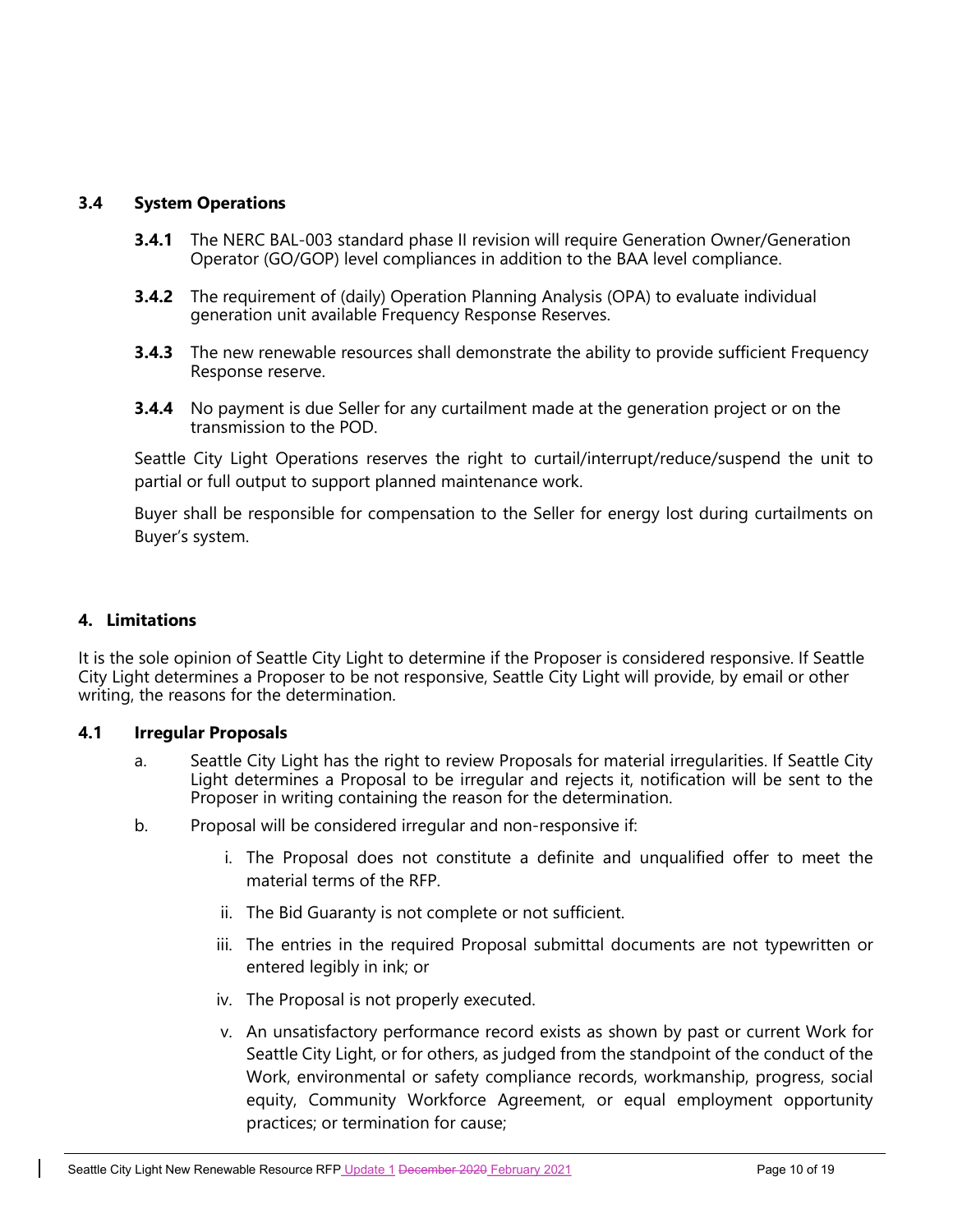### 3.4 System Operations

**3.4.1** The NERC BAL-003 standard phase II revision will require Generation Owner/Generation Operator (GO/GOP) level compliances in addition to the BAA level compliance.

**3.4.2** The requirement of (daily) Operation Planning Analysis (OPA) to evaluate individual generation unit available Frequency Response Reserves.

**3.4.3** The new renewable resources shall demonstrate the ability to provide sufficient Frequency Response reserve.

**3.4.4** No payment is due Seller for any curtailment made at the generation project or on the transmission to the POD.

Seattle City Light Operations reserves the right to curtail/interrupt/reduce/suspend the unit to partial or full output to support planned maintenance work.

Buyer shall be responsible for compensation to the Seller for energy lost during curtailments on Buyer's system.

## 4. Limitations

It is the sole opinion of Seattle City Light to determine if the Proposer is considered responsive. If Seattle City Light determines a Proposer to be not responsive, Seattle City Light will provide, by email or other writing, the reasons for the determination.

### 4.1 Irregular Proposals

a. Seattle City Light has the right to review Proposals for material irregularities. If Seattle City Light determines a Proposal to be irregular and rejects it, notification will be sent to the Proposer in writing containing the reason for the determination.

b. Proposal will be considered irregular and non-responsive if:

   i. The Proposal does not constitute a definite and unqualified offer to meet the material terms of the RFP.

   ii. The Bid Guaranty is not complete or not sufficient.

   iii. The entries in the required Proposal submittal documents are not typewritten or entered legibly in ink; or

   iv. The Proposal is not properly executed.

   v. An unsatisfactory performance record exists as shown by past or current Work for Seattle City Light, or for others, as judged from the standpoint of the conduct of the Work, environmental or safety compliance records, workmanship, progress, social equity, Community Workforce Agreement, or equal employment opportunity practices; or termination for cause;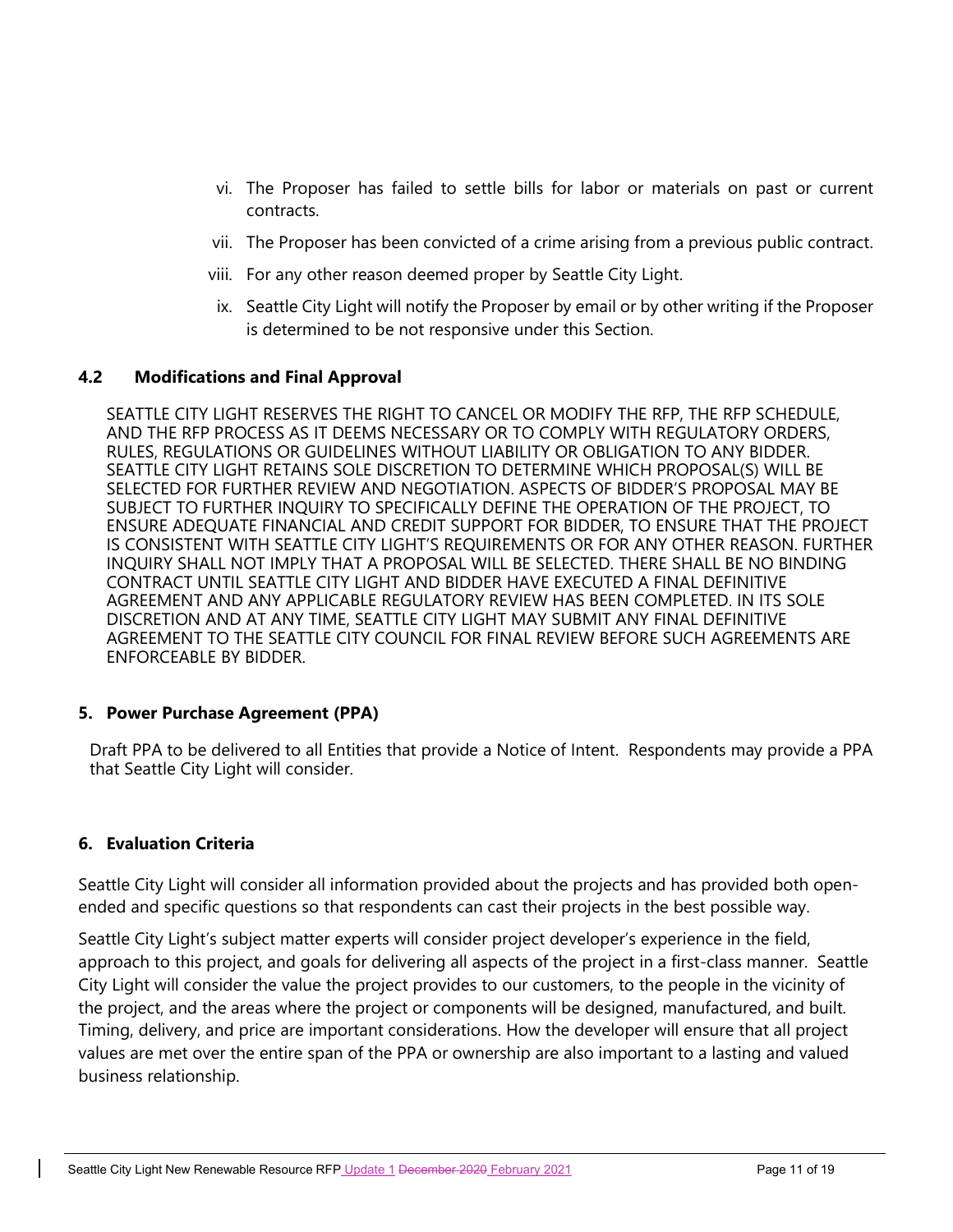vi. The Proposer has failed to settle bills for labor or materials on past or current contracts.

vii. The Proposer has been convicted of a crime arising from a previous public contract.

viii. For any other reason deemed proper by Seattle City Light.

ix. Seattle City Light will notify the Proposer by email or by other writing if the Proposer is determined to be not responsive under this Section.

### 4.2 Modifications and Final Approval

SEATTLE CITY LIGHT RESERVES THE RIGHT TO CANCEL OR MODIFY THE RFP, THE RFP SCHEDULE, AND THE RFP PROCESS AS IT DEEMS NECESSARY OR TO COMPLY WITH REGULATORY ORDERS, RULES, REGULATIONS OR GUIDELINES WITHOUT LIABILITY OR OBLIGATION TO ANY BIDDER. SEATTLE CITY LIGHT RETAINS SOLE DISCRETION TO DETERMINE WHICH PROPOSAL(S) WILL BE SELECTED FOR FURTHER REVIEW AND NEGOTIATION. ASPECTS OF BIDDER'S PROPOSAL MAY BE SUBJECT TO FURTHER INQUIRY TO SPECIFICALLY DEFINE THE OPERATION OF THE PROJECT, TO ENSURE ADEQUATE FINANCIAL AND CREDIT SUPPORT FOR BIDDER, TO ENSURE THAT THE PROJECT IS CONSISTENT WITH SEATTLE CITY LIGHT'S REQUIREMENTS OR FOR ANY OTHER REASON. FURTHER INQUIRY SHALL NOT IMPLY THAT A PROPOSAL WILL BE SELECTED. THERE SHALL BE NO BINDING CONTRACT UNTIL SEATTLE CITY LIGHT AND BIDDER HAVE EXECUTED A FINAL DEFINITIVE AGREEMENT AND ANY APPLICABLE REGULATORY REVIEW HAS BEEN COMPLETED. IN ITS SOLE DISCRETION AND AT ANY TIME, SEATTLE CITY LIGHT MAY SUBMIT ANY FINAL DEFINITIVE AGREEMENT TO THE SEATTLE CITY COUNCIL FOR FINAL REVIEW BEFORE SUCH AGREEMENTS ARE ENFORCEABLE BY BIDDER.

## 5. Power Purchase Agreement (PPA)

Draft PPA to be delivered to all Entities that provide a Notice of Intent. Respondents may provide a PPA that Seattle City Light will consider.

## 6. Evaluation Criteria

Seattle City Light will consider all information provided about the projects and has provided both open-ended and specific questions so that respondents can cast their projects in the best possible way.

Seattle City Light's subject matter experts will consider project developer's experience in the field, approach to this project, and goals for delivering all aspects of the project in a first-class manner. Seattle City Light will consider the value the project provides to our customers, to the people in the vicinity of the project, and the areas where the project or components will be designed, manufactured, and built. Timing, delivery, and price are important considerations. How the developer will ensure that all project values are met over the entire span of the PPA or ownership are also important to a lasting and valued business relationship.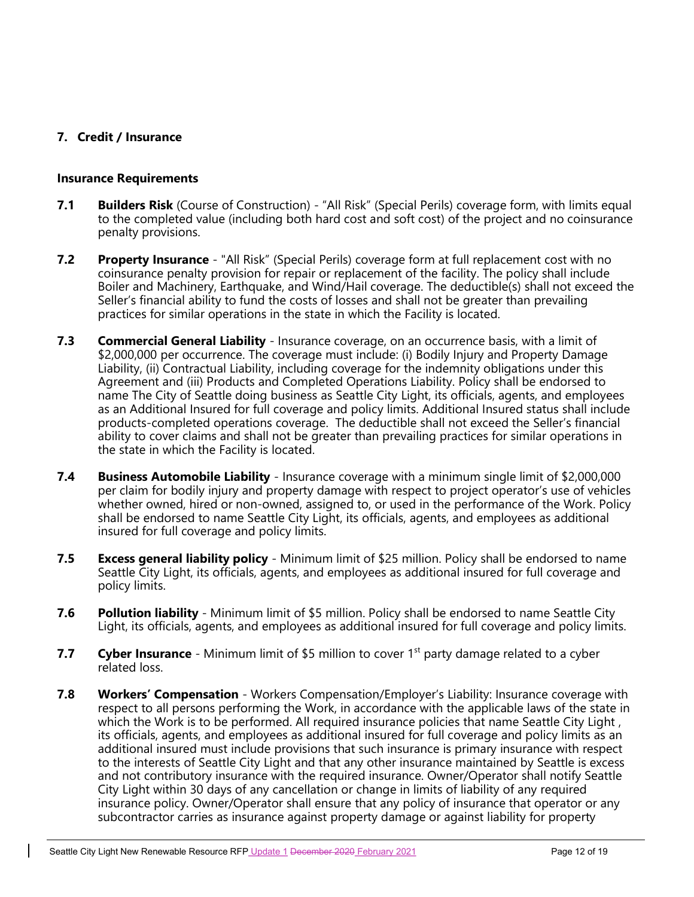## 7. Credit / Insurance

### Insurance Requirements

**7.1** **Builders Risk** (Course of Construction) - "All Risk" (Special Perils) coverage form, with limits equal to the completed value (including both hard cost and soft cost) of the project and no coinsurance penalty provisions.

**7.2** **Property Insurance** - "All Risk" (Special Perils) coverage form at full replacement cost with no coinsurance penalty provision for repair or replacement of the facility. The policy shall include Boiler and Machinery, Earthquake, and Wind/Hail coverage. The deductible(s) shall not exceed the Seller's financial ability to fund the costs of losses and shall not be greater than prevailing practices for similar operations in the state in which the Facility is located.

**7.3** **Commercial General Liability** - Insurance coverage, on an occurrence basis, with a limit of $2,000,000 per occurrence. The coverage must include: (i) Bodily Injury and Property Damage Liability, (ii) Contractual Liability, including coverage for the indemnity obligations under this Agreement and (iii) Products and Completed Operations Liability. Policy shall be endorsed to name The City of Seattle doing business as Seattle City Light, its officials, agents, and employees as an Additional Insured for full coverage and policy limits. Additional Insured status shall include products-completed operations coverage. The deductible shall not exceed the Seller's financial ability to cover claims and shall not be greater than prevailing practices for similar operations in the state in which the Facility is located.

**7.4** **Business Automobile Liability** - Insurance coverage with a minimum single limit of $2,000,000 per claim for bodily injury and property damage with respect to project operator's use of vehicles whether owned, hired or non-owned, assigned to, or used in the performance of the Work. Policy shall be endorsed to name Seattle City Light, its officials, agents, and employees as additional insured for full coverage and policy limits.

**7.5** **Excess general liability policy** - Minimum limit of $25 million. Policy shall be endorsed to name Seattle City Light, its officials, agents, and employees as additional insured for full coverage and policy limits.

**7.6** **Pollution liability** - Minimum limit of $5 million. Policy shall be endorsed to name Seattle City Light, its officials, agents, and employees as additional insured for full coverage and policy limits.

**7.7** **Cyber Insurance** - Minimum limit of $5 million to cover 1st party damage related to a cyber related loss.

**7.8** **Workers' Compensation** - Workers Compensation/Employer's Liability: Insurance coverage with respect to all persons performing the Work, in accordance with the applicable laws of the state in which the Work is to be performed. All required insurance policies that name Seattle City Light , its officials, agents, and employees as additional insured for full coverage and policy limits as an additional insured must include provisions that such insurance is primary insurance with respect to the interests of Seattle City Light and that any other insurance maintained by Seattle is excess and not contributory insurance with the required insurance. Owner/Operator shall notify Seattle City Light within 30 days of any cancellation or change in limits of liability of any required insurance policy. Owner/Operator shall ensure that any policy of insurance that operator or any subcontractor carries as insurance against property damage or against liability for property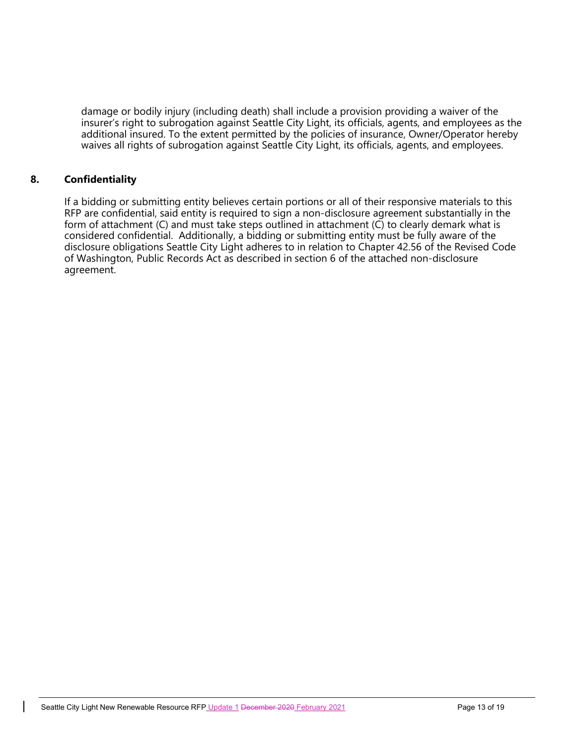damage or bodily injury (including death) shall include a provision providing a waiver of the insurer's right to subrogation against Seattle City Light, its officials, agents, and employees as the additional insured. To the extent permitted by the policies of insurance, Owner/Operator hereby waives all rights of subrogation against Seattle City Light, its officials, agents, and employees.

## 8. Confidentiality

If a bidding or submitting entity believes certain portions or all of their responsive materials to this RFP are confidential, said entity is required to sign a non-disclosure agreement substantially in the form of attachment (C) and must take steps outlined in attachment (C) to clearly demark what is considered confidential. Additionally, a bidding or submitting entity must be fully aware of the disclosure obligations Seattle City Light adheres to in relation to Chapter 42.56 of the Revised Code of Washington, Public Records Act as described in section 6 of the attached non-disclosure agreement.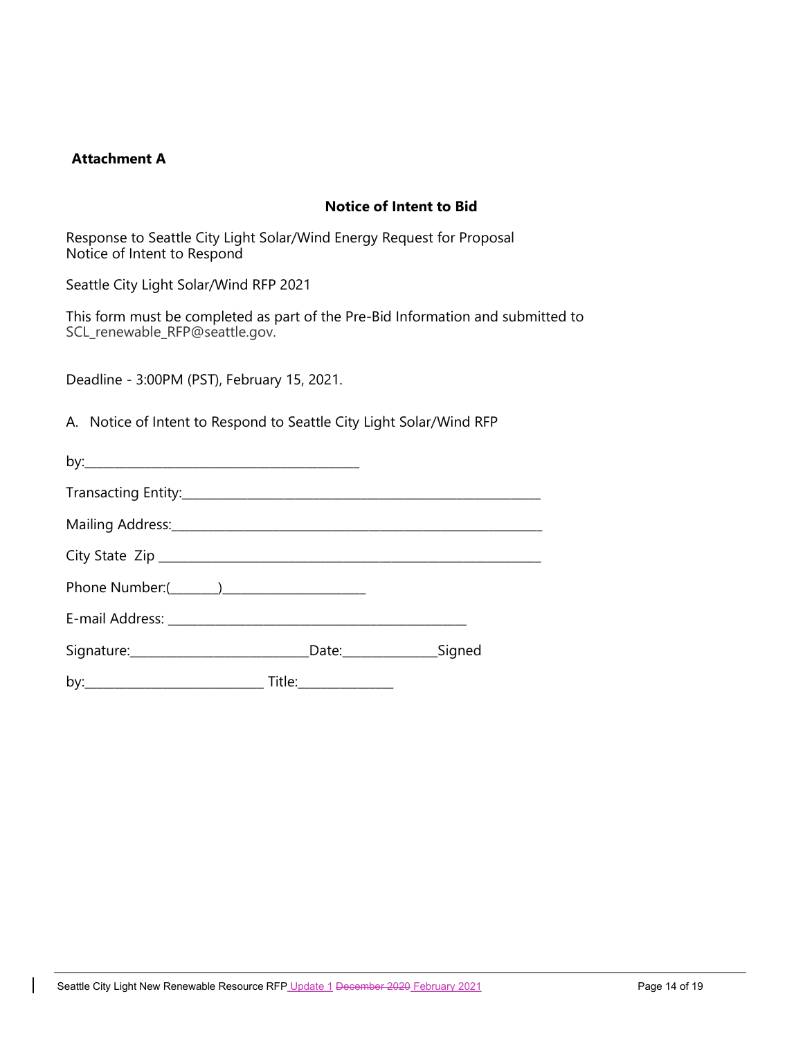**Attachment A**

**Notice of Intent to Bid**

Response to Seattle City Light Solar/Wind Energy Request for Proposal
Notice of Intent to Respond

Seattle City Light Solar/Wind RFP 2021

This form must be completed as part of the Pre-Bid Information and submitted to SCL_renewable_RFP@seattle.gov.

Deadline - 3:00PM (PST), February 15, 2021.

A. Notice of Intent to Respond to Seattle City Light Solar/Wind RFP

by:___________________________________________

Transacting Entity:________________________________________________________

Mailing Address:_________________________________________________________

City State Zip ___________________________________________________________

Phone Number:(________)______________________

E-mail Address: ____________________________________________

Signature:___________________________Date:______________Signed

by:___________________________ Title:______________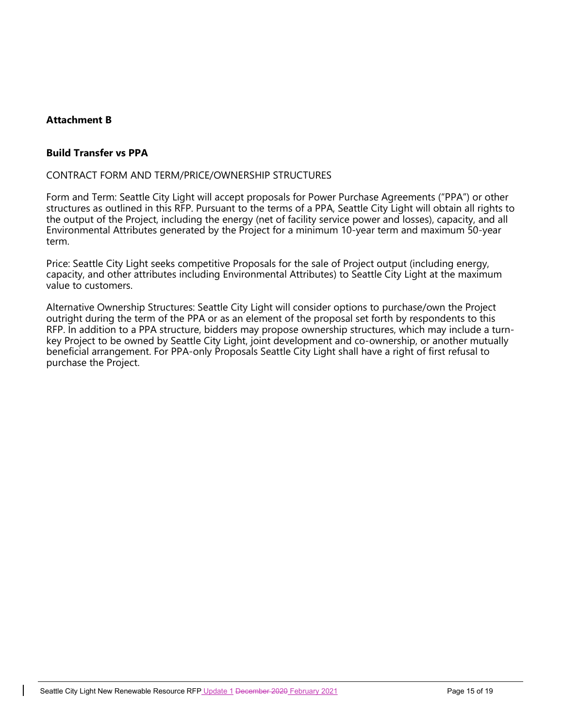**Attachment B**

**Build Transfer vs PPA**

CONTRACT FORM AND TERM/PRICE/OWNERSHIP STRUCTURES

Form and Term: Seattle City Light will accept proposals for Power Purchase Agreements ("PPA") or other structures as outlined in this RFP. Pursuant to the terms of a PPA, Seattle City Light will obtain all rights to the output of the Project, including the energy (net of facility service power and losses), capacity, and all Environmental Attributes generated by the Project for a minimum 10-year term and maximum 50-year term.

Price: Seattle City Light seeks competitive Proposals for the sale of Project output (including energy, capacity, and other attributes including Environmental Attributes) to Seattle City Light at the maximum value to customers.

Alternative Ownership Structures: Seattle City Light will consider options to purchase/own the Project outright during the term of the PPA or as an element of the proposal set forth by respondents to this RFP. In addition to a PPA structure, bidders may propose ownership structures, which may include a turn-key Project to be owned by Seattle City Light, joint development and co-ownership, or another mutually beneficial arrangement. For PPA-only Proposals Seattle City Light shall have a right of first refusal to purchase the Project.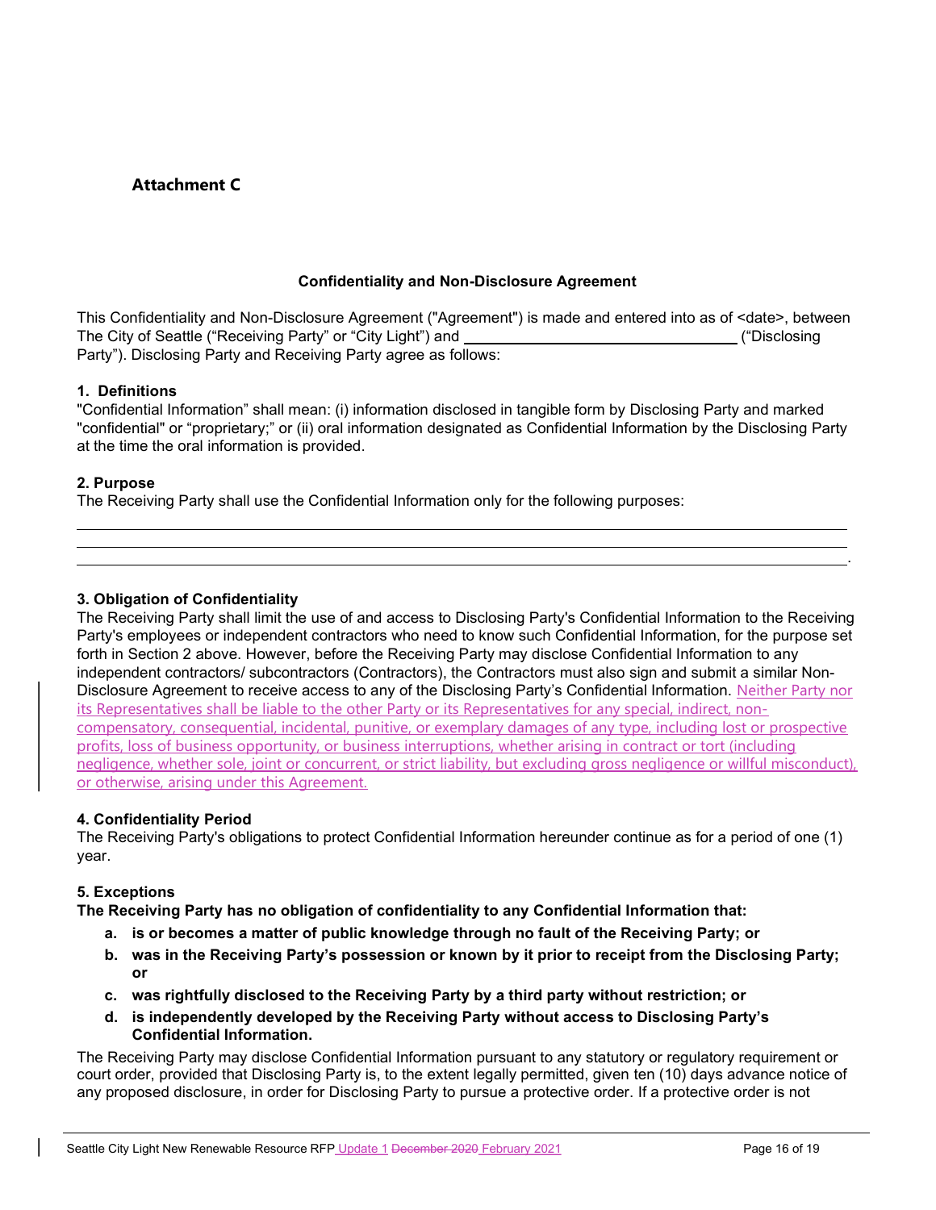**Attachment C**

**Confidentiality and Non-Disclosure Agreement**

This Confidentiality and Non-Disclosure Agreement ("Agreement") is made and entered into as of <date>, between The City of Seattle ("Receiving Party" or "City Light") and \_\_\_\_\_\_\_\_\_\_\_\_\_\_\_\_\_\_\_\_\_\_\_\_\_\_\_\_\_\_\_\_ ("Disclosing Party"). Disclosing Party and Receiving Party agree as follows:

**1. Definitions**

"Confidential Information" shall mean: (i) information disclosed in tangible form by Disclosing Party and marked "confidential" or "proprietary;" or (ii) oral information designated as Confidential Information by the Disclosing Party at the time the oral information is provided.

**2. Purpose**

The Receiving Party shall use the Confidential Information only for the following purposes:

\_\_\_\_\_\_\_\_\_\_\_\_\_\_\_\_\_\_\_\_\_\_\_\_\_\_\_\_\_\_\_\_\_\_\_\_\_\_\_\_\_\_\_\_\_\_\_\_\_\_\_\_\_\_\_\_\_\_\_\_\_\_\_\_\_\_\_\_\_\_\_\_\_\_\_\_\_\_\_\_\_\_
\_\_\_\_\_\_\_\_\_\_\_\_\_\_\_\_\_\_\_\_\_\_\_\_\_\_\_\_\_\_\_\_\_\_\_\_\_\_\_\_\_\_\_\_\_\_\_\_\_\_\_\_\_\_\_\_\_\_\_\_\_\_\_\_\_\_\_\_\_\_\_\_\_\_\_\_\_\_\_\_\_\_
\_\_\_\_\_\_\_\_\_\_\_\_\_\_\_\_\_\_\_\_\_\_\_\_\_\_\_\_\_\_\_\_\_\_\_\_\_\_\_\_\_\_\_\_\_\_\_\_\_\_\_\_\_\_\_\_\_\_\_\_\_\_\_\_\_\_\_\_\_\_\_\_\_\_\_\_\_\_\_\_\_\_.

**3. Obligation of Confidentiality**

The Receiving Party shall limit the use of and access to Disclosing Party's Confidential Information to the Receiving Party's employees or independent contractors who need to know such Confidential Information, for the purpose set forth in Section 2 above. However, before the Receiving Party may disclose Confidential Information to any independent contractors/ subcontractors (Contractors), the Contractors must also sign and submit a similar Non-Disclosure Agreement to receive access to any of the Disclosing Party's Confidential Information. Neither Party nor its Representatives shall be liable to the other Party or its Representatives for any special, indirect, non-compensatory, consequential, incidental, punitive, or exemplary damages of any type, including lost or prospective profits, loss of business opportunity, or business interruptions, whether arising in contract or tort (including negligence, whether sole, joint or concurrent, or strict liability, but excluding gross negligence or willful misconduct), or otherwise, arising under this Agreement.

**4. Confidentiality Period**

The Receiving Party's obligations to protect Confidential Information hereunder continue as for a period of one (1) year.

**5. Exceptions**

**The Receiving Party has no obligation of confidentiality to any Confidential Information that:**

- **a. is or becomes a matter of public knowledge through no fault of the Receiving Party; or**
- **b. was in the Receiving Party's possession or known by it prior to receipt from the Disclosing Party; or**
- **c. was rightfully disclosed to the Receiving Party by a third party without restriction; or**
- **d. is independently developed by the Receiving Party without access to Disclosing Party's Confidential Information.**

The Receiving Party may disclose Confidential Information pursuant to any statutory or regulatory requirement or court order, provided that Disclosing Party is, to the extent legally permitted, given ten (10) days advance notice of any proposed disclosure, in order for Disclosing Party to pursue a protective order. If a protective order is not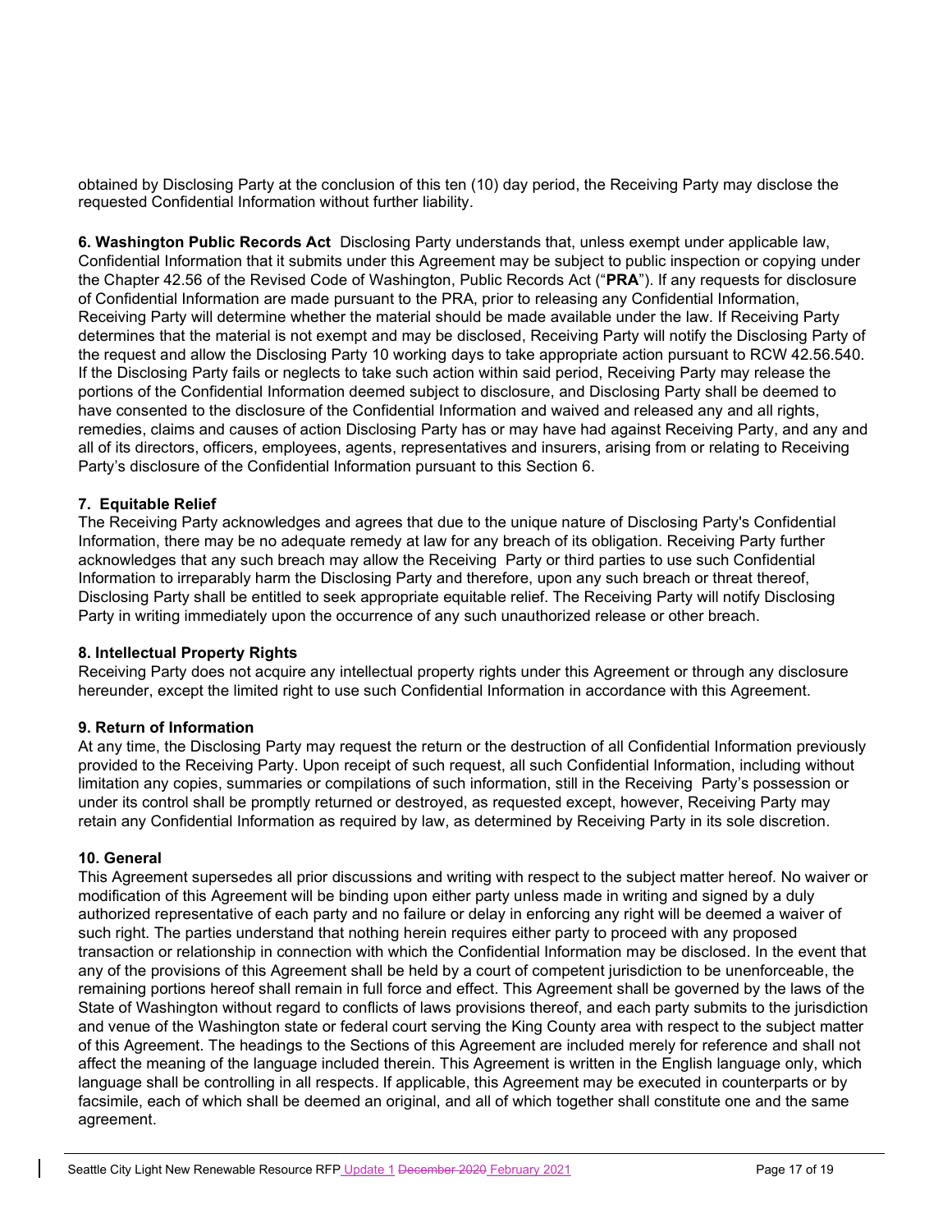obtained by Disclosing Party at the conclusion of this ten (10) day period, the Receiving Party may disclose the requested Confidential Information without further liability.

**6. Washington Public Records Act** Disclosing Party understands that, unless exempt under applicable law, Confidential Information that it submits under this Agreement may be subject to public inspection or copying under the Chapter 42.56 of the Revised Code of Washington, Public Records Act ("**PRA**"). If any requests for disclosure of Confidential Information are made pursuant to the PRA, prior to releasing any Confidential Information, Receiving Party will determine whether the material should be made available under the law. If Receiving Party determines that the material is not exempt and may be disclosed, Receiving Party will notify the Disclosing Party of the request and allow the Disclosing Party 10 working days to take appropriate action pursuant to RCW 42.56.540. If the Disclosing Party fails or neglects to take such action within said period, Receiving Party may release the portions of the Confidential Information deemed subject to disclosure, and Disclosing Party shall be deemed to have consented to the disclosure of the Confidential Information and waived and released any and all rights, remedies, claims and causes of action Disclosing Party has or may have had against Receiving Party, and any and all of its directors, officers, employees, agents, representatives and insurers, arising from or relating to Receiving Party's disclosure of the Confidential Information pursuant to this Section 6.

**7. Equitable Relief**

The Receiving Party acknowledges and agrees that due to the unique nature of Disclosing Party's Confidential Information, there may be no adequate remedy at law for any breach of its obligation. Receiving Party further acknowledges that any such breach may allow the Receiving Party or third parties to use such Confidential Information to irreparably harm the Disclosing Party and therefore, upon any such breach or threat thereof, Disclosing Party shall be entitled to seek appropriate equitable relief. The Receiving Party will notify Disclosing Party in writing immediately upon the occurrence of any such unauthorized release or other breach.

**8. Intellectual Property Rights**

Receiving Party does not acquire any intellectual property rights under this Agreement or through any disclosure hereunder, except the limited right to use such Confidential Information in accordance with this Agreement.

**9. Return of Information**

At any time, the Disclosing Party may request the return or the destruction of all Confidential Information previously provided to the Receiving Party. Upon receipt of such request, all such Confidential Information, including without limitation any copies, summaries or compilations of such information, still in the Receiving Party's possession or under its control shall be promptly returned or destroyed, as requested except, however, Receiving Party may retain any Confidential Information as required by law, as determined by Receiving Party in its sole discretion.

**10. General**

This Agreement supersedes all prior discussions and writing with respect to the subject matter hereof. No waiver or modification of this Agreement will be binding upon either party unless made in writing and signed by a duly authorized representative of each party and no failure or delay in enforcing any right will be deemed a waiver of such right. The parties understand that nothing herein requires either party to proceed with any proposed transaction or relationship in connection with which the Confidential Information may be disclosed. In the event that any of the provisions of this Agreement shall be held by a court of competent jurisdiction to be unenforceable, the remaining portions hereof shall remain in full force and effect. This Agreement shall be governed by the laws of the State of Washington without regard to conflicts of laws provisions thereof, and each party submits to the jurisdiction and venue of the Washington state or federal court serving the King County area with respect to the subject matter of this Agreement. The headings to the Sections of this Agreement are included merely for reference and shall not affect the meaning of the language included therein. This Agreement is written in the English language only, which language shall be controlling in all respects. If applicable, this Agreement may be executed in counterparts or by facsimile, each of which shall be deemed an original, and all of which together shall constitute one and the same agreement.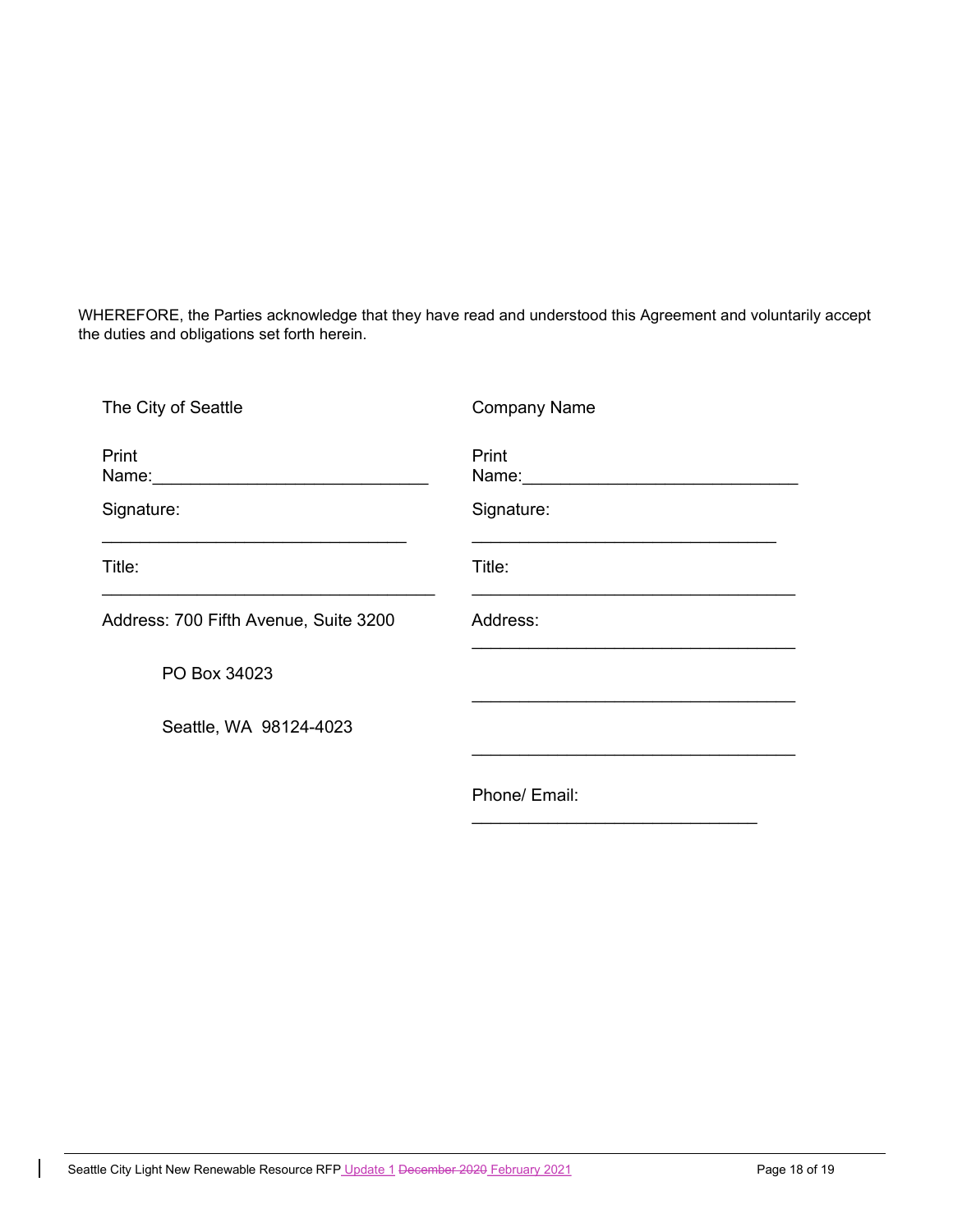WHEREFORE, the Parties acknowledge that they have read and understood this Agreement and voluntarily accept the duties and obligations set forth herein.

| The City of Seattle | Company Name |
|---|---|
| Print Name:_____________________________ | Print Name:_____________________________ |
| Signature: _________________________________ | Signature: _________________________________ |
| Title: ____________________________________ | Title: ___________________________________ |
| Address: 700 Fifth Avenue, Suite 3200 | Address: ___________________________________ |
| PO Box 34023 | ___________________________________ |
| Seattle, WA 98124-4023 | ___________________________________ |
| | Phone/ Email: ______________________________ |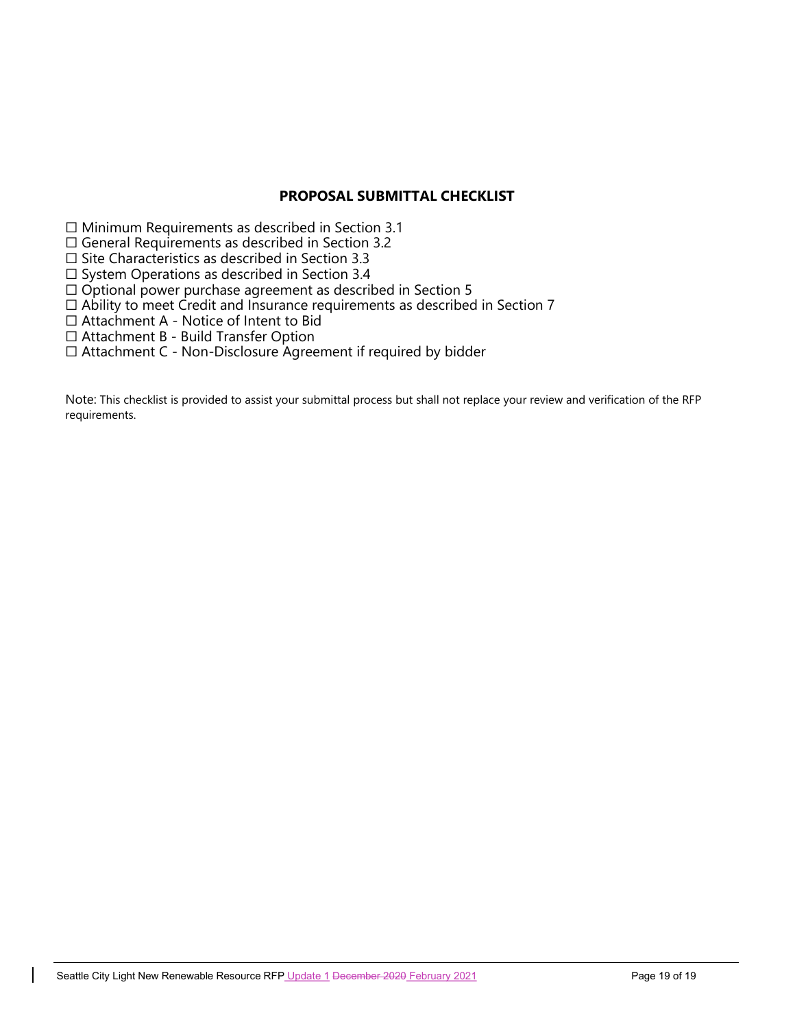## PROPOSAL SUBMITTAL CHECKLIST

☐ Minimum Requirements as described in Section 3.1
☐ General Requirements as described in Section 3.2
☐ Site Characteristics as described in Section 3.3
☐ System Operations as described in Section 3.4
☐ Optional power purchase agreement as described in Section 5
☐ Ability to meet Credit and Insurance requirements as described in Section 7
☐ Attachment A - Notice of Intent to Bid
☐ Attachment B - Build Transfer Option
☐ Attachment C - Non-Disclosure Agreement if required by bidder

Note: This checklist is provided to assist your submittal process but shall not replace your review and verification of the RFP requirements.